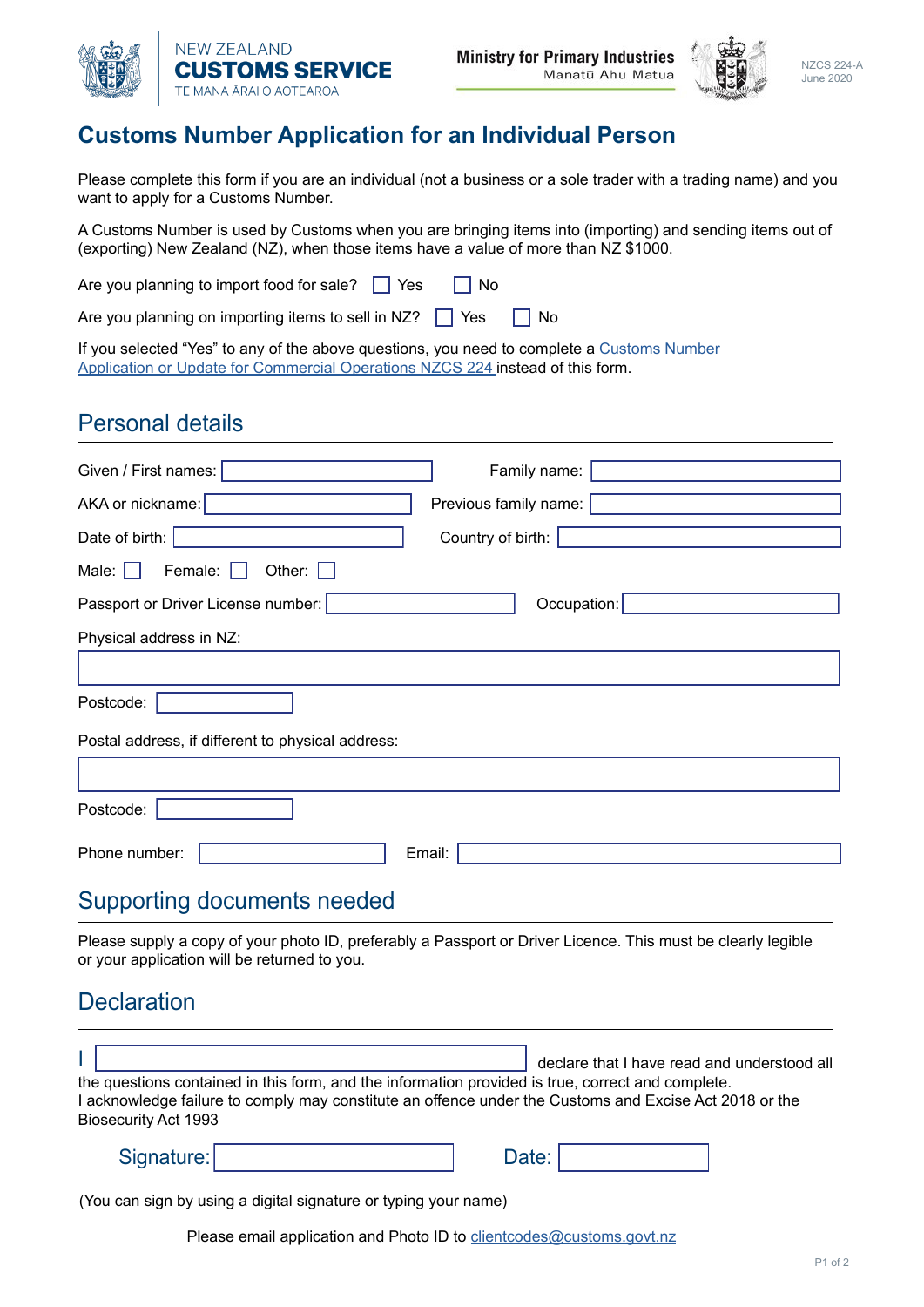NEW ZEALAND
**CUSTOMS SERVICE**
TE MANA ĀRAI O AOTEAROA

**Ministry for Primary Industries**
Manatū Ahu Matua

NZCS 224-A
June 2020

# Customs Number Application for an Individual Person

Please complete this form if you are an individual (not a business or a sole trader with a trading name) and you want to apply for a Customs Number.

A Customs Number is used by Customs when you are bringing items into (importing) and sending items out of (exporting) New Zealand (NZ), when those items have a value of more than NZ $1000.

Are you planning to import food for sale? ☐ Yes ☐ No

Are you planning on importing items to sell in NZ? ☐ Yes ☐ No

If you selected "Yes" to any of the above questions, you need to complete a Customs Number Application or Update for Commercial Operations NZCS 224 instead of this form.

## Personal details

Given / First names: ______ Family name: ______

AKA or nickname: ______ Previous family name: ______

Date of birth: ______ Country of birth: ______

Male: ☐ Female: ☐ Other: ☐

Passport or Driver License number: ______ Occupation: ______

Physical address in NZ:

______

Postcode: ______

Postal address, if different to physical address:

______

Postcode: ______

Phone number: ______ Email: ______

## Supporting documents needed

Please supply a copy of your photo ID, preferably a Passport or Driver Licence. This must be clearly legible or your application will be returned to you.

## Declaration

I ______ declare that I have read and understood all the questions contained in this form, and the information provided is true, correct and complete.
I acknowledge failure to comply may constitute an offence under the Customs and Excise Act 2018 or the Biosecurity Act 1993

Signature: ______ Date: ______

(You can sign by using a digital signature or typing your name)

Please email application and Photo ID to clientcodes@customs.govt.nz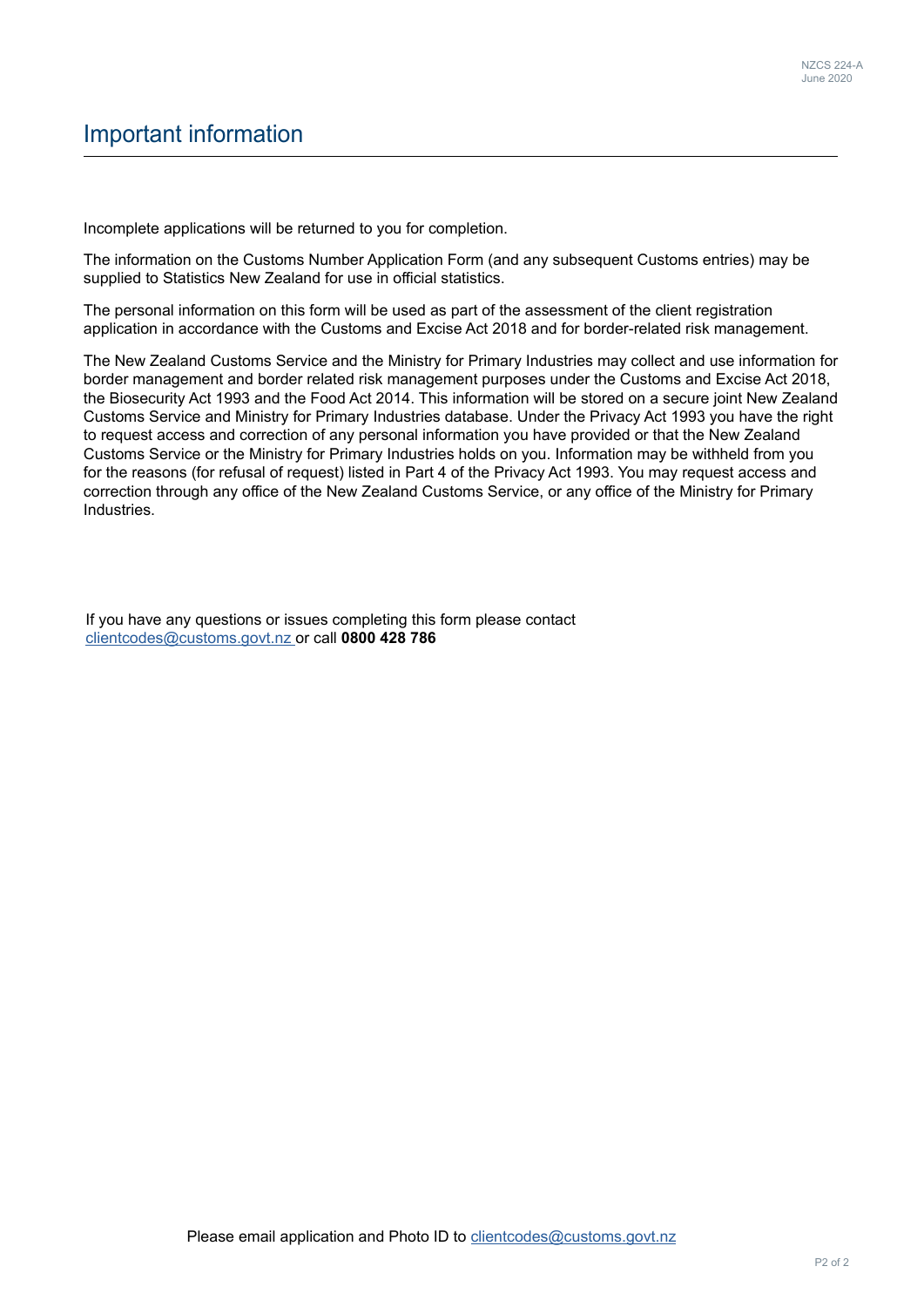# Important information

Incomplete applications will be returned to you for completion.

The information on the Customs Number Application Form (and any subsequent Customs entries) may be supplied to Statistics New Zealand for use in official statistics.

The personal information on this form will be used as part of the assessment of the client registration application in accordance with the Customs and Excise Act 2018 and for border-related risk management.

The New Zealand Customs Service and the Ministry for Primary Industries may collect and use information for border management and border related risk management purposes under the Customs and Excise Act 2018, the Biosecurity Act 1993 and the Food Act 2014. This information will be stored on a secure joint New Zealand Customs Service and Ministry for Primary Industries database. Under the Privacy Act 1993 you have the right to request access and correction of any personal information you have provided or that the New Zealand Customs Service or the Ministry for Primary Industries holds on you. Information may be withheld from you for the reasons (for refusal of request) listed in Part 4 of the Privacy Act 1993. You may request access and correction through any office of the New Zealand Customs Service, or any office of the Ministry for Primary Industries.

If you have any questions or issues completing this form please contact clientcodes@customs.govt.nz or call **0800 428 786**

Please email application and Photo ID to clientcodes@customs.govt.nz